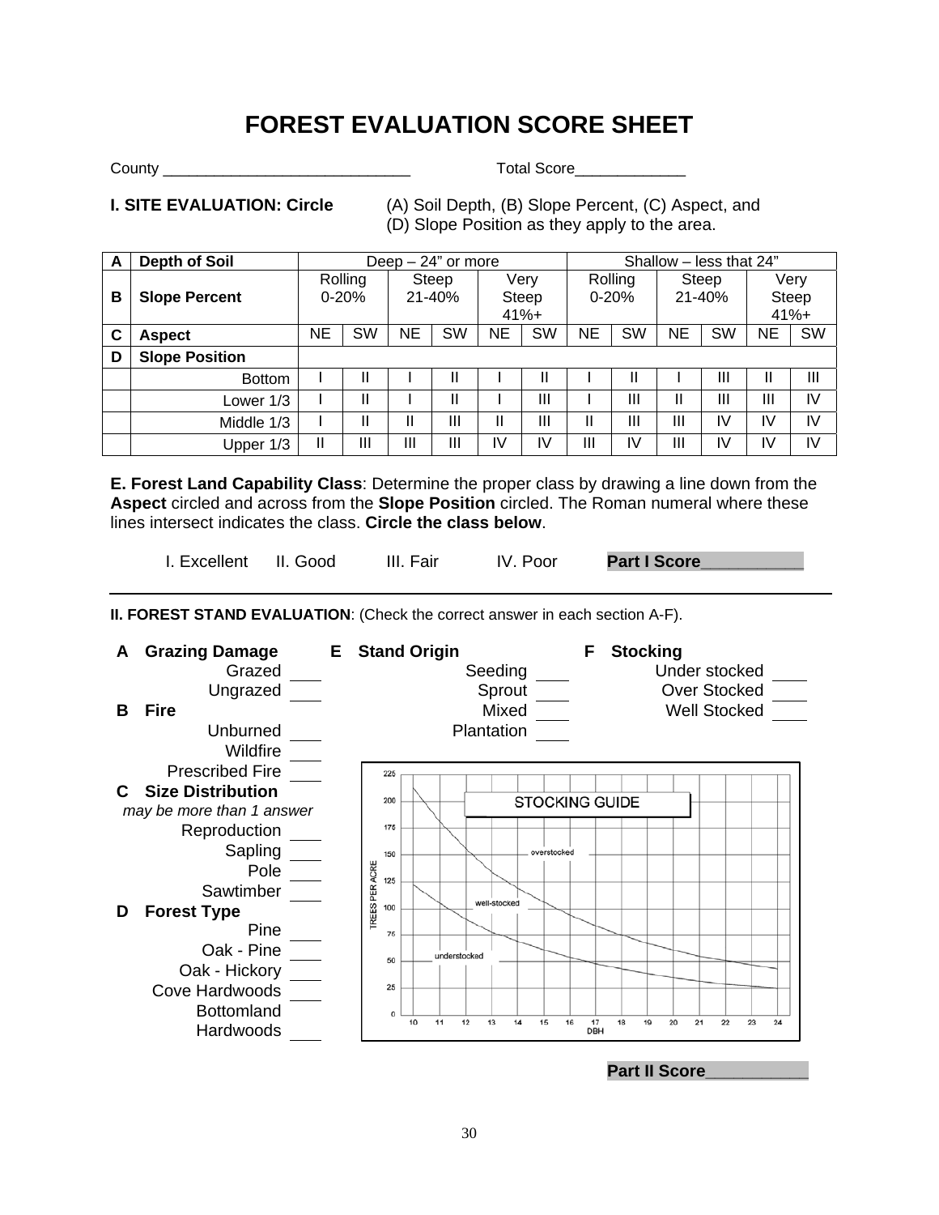# FOREST EVALUATION SCORE SHEET

County ______________________________ Total Score_____________

**I. SITE EVALUATION: Circle** (A) Soil Depth, (B) Slope Percent, (C) Aspect, and (D) Slope Position as they apply to the area.

| A | Depth of Soil | Deep – 24" or more | | | | | | Shallow – less that 24" | | | | | |
|---|---|---|---|---|---|---|---|---|---|---|---|---|---|
| B | Slope Percent | Rolling 0-20% | | Steep 21-40% | | Very Steep 41%+ | | Rolling 0-20% | | Steep 21-40% | | Very Steep 41%+ | |
| C | Aspect | NE | SW | NE | SW | NE | SW | NE | SW | NE | SW | NE | SW |
| D | Slope Position | | | | | | | | | | | | |
| | Bottom | I | II | I | II | I | II | I | II | I | III | II | III |
| | Lower 1/3 | I | II | I | II | I | III | I | III | II | III | III | IV |
| | Middle 1/3 | I | II | II | III | II | III | II | III | III | IV | IV | IV |
| | Upper 1/3 | II | III | III | III | IV | IV | III | IV | III | IV | IV | IV |

**E. Forest Land Capability Class**: Determine the proper class by drawing a line down from the **Aspect** circled and across from the **Slope Position** circled. The Roman numeral where these lines intersect indicates the class. **Circle the class below**.

I. Excellent II. Good III. Fair IV. Poor **Part I Score**___________

---

**II. FOREST STAND EVALUATION**: (Check the correct answer in each section A-F).

**A Grazing Damage**
- Grazed ___
- Ungrazed ___

**B Fire**
- Unburned ___
- Wildfire ___
- Prescribed Fire ___

**C Size Distribution**
*may be more than 1 answer*
- Reproduction ___
- Sapling ___
- Pole ___
- Sawtimber ___

**D Forest Type**
- Pine ___
- Oak - Pine ___
- Oak - Hickory ___
- Cove Hardwoods ___
- Bottomland Hardwoods ___

**E Stand Origin**
- Seeding ___
- Sprout ___
- Mixed ___
- Plantation ___

**F Stocking**
- Under stocked ___
- Over Stocked ___
- Well Stocked ___

STOCKING GUIDE

(Chart: TREES PER ACRE (0–225) vs. DBH (10–24); regions labeled overstocked, well-stocked, understocked)

**Part II Score**___________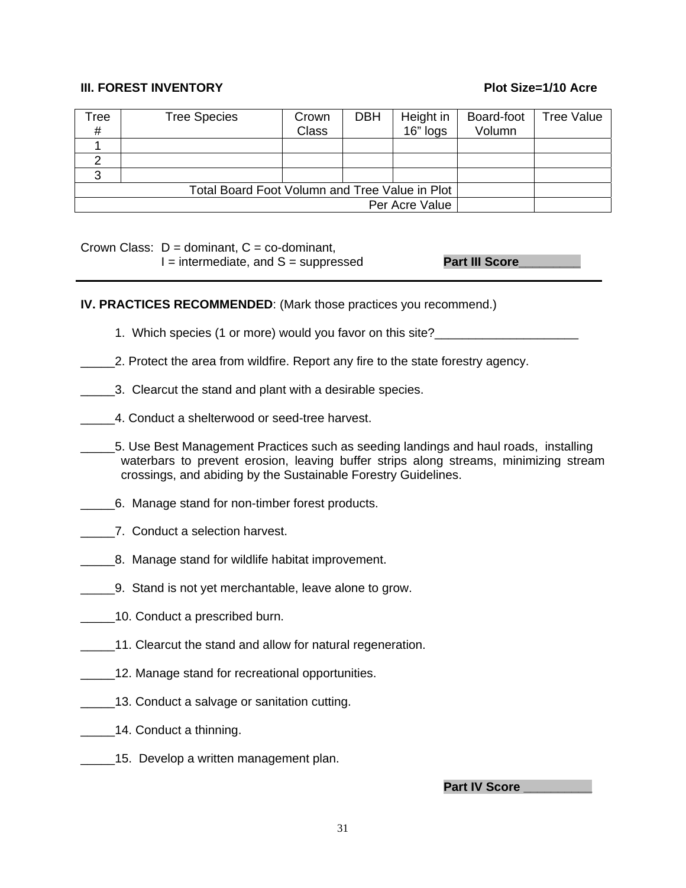**III. FOREST INVENTORY** **Plot Size=1/10 Acre**

| Tree # | Tree Species | Crown Class | DBH | Height in 16" logs | Board-foot Volumn | Tree Value |
|---|---|---|---|---|---|---|
| 1 | | | | | | |
| 2 | | | | | | |
| 3 | | | | | | |
| Total Board Foot Volumn and Tree Value in Plot | | | | | | |
| Per Acre Value | | | | | | |

Crown Class: D = dominant, C = co-dominant,
I = intermediate, and S = suppressed

**Part III Score**________

---

**IV. PRACTICES RECOMMENDED**: (Mark those practices you recommend.)

1. Which species (1 or more) would you favor on this site?_____________________

_____2. Protect the area from wildfire. Report any fire to the state forestry agency.

_____3. Clearcut the stand and plant with a desirable species.

_____4. Conduct a shelterwood or seed-tree harvest.

_____5. Use Best Management Practices such as seeding landings and haul roads, installing waterbars to prevent erosion, leaving buffer strips along streams, minimizing stream crossings, and abiding by the Sustainable Forestry Guidelines.

_____6. Manage stand for non-timber forest products.

_____7. Conduct a selection harvest.

_____8. Manage stand for wildlife habitat improvement.

_____9. Stand is not yet merchantable, leave alone to grow.

_____10. Conduct a prescribed burn.

_____11. Clearcut the stand and allow for natural regeneration.

_____12. Manage stand for recreational opportunities.

_____13. Conduct a salvage or sanitation cutting.

_____14. Conduct a thinning.

_____15. Develop a written management plan.

**Part IV Score** __________